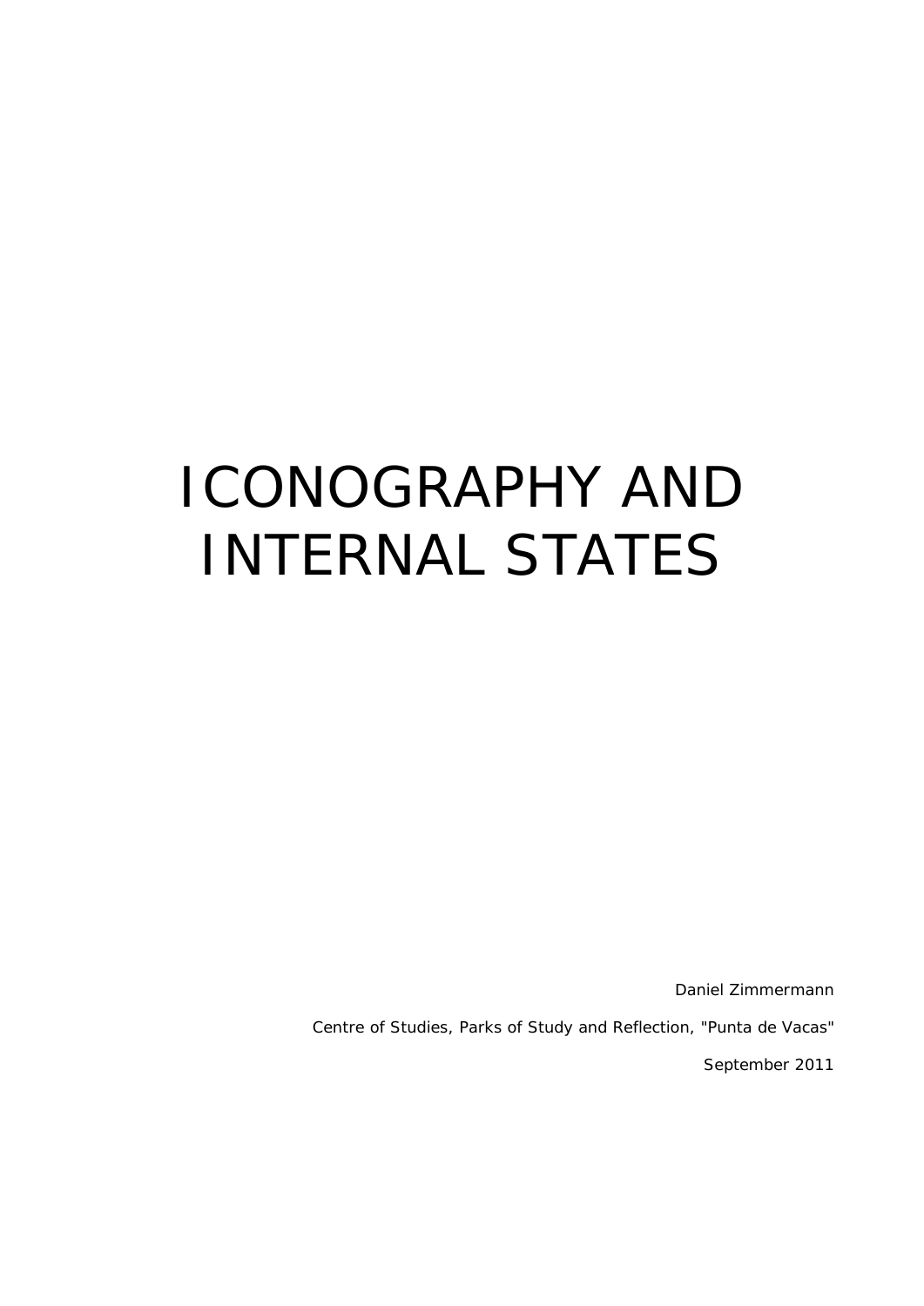# ICONOGRAPHY AND INTERNAL STATES

Daniel Zimmermann

Centre of Studies, Parks of Study and Reflection, "Punta de Vacas"

September 2011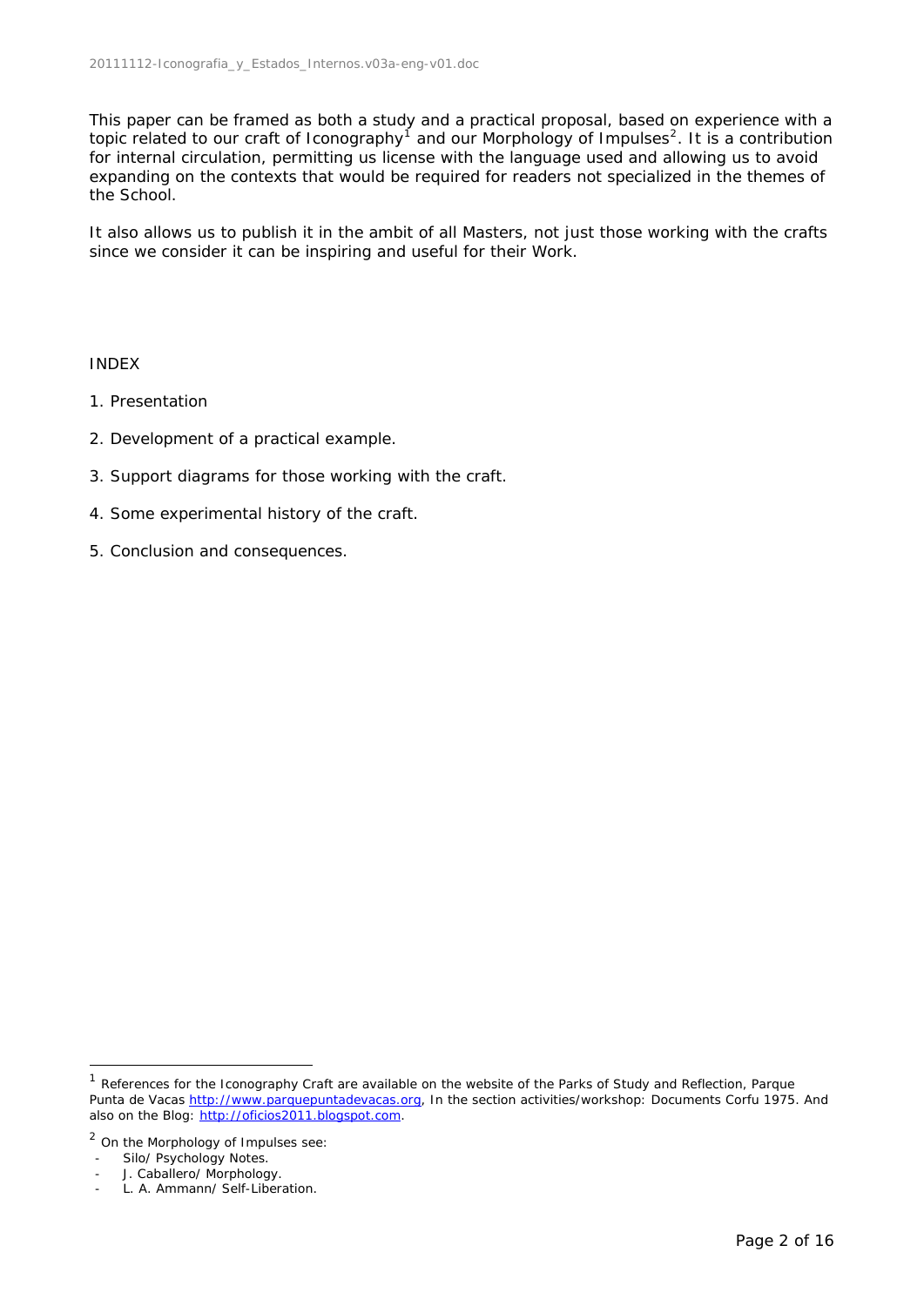This paper can be framed as both a study and a practical proposal, based on experience with a topic related to our craft of Iconography[1] and our Morphology of Impulses[2]. It is a contribution for internal circulation, permitting us license with the language used and allowing us to avoid expanding on the contexts that would be required for readers not specialized in the themes of the School.

It also allows us to publish it in the ambit of all Masters, not just those working with the crafts since we consider it can be inspiring and useful for their Work.

INDEX

1. Presentation
2. Development of a practical example.
3. Support diagrams for those working with the craft.
4. Some experimental history of the craft.
5. Conclusion and consequences.

---

[1] References for the Iconography Craft are available on the website of the Parks of Study and Reflection, Parque Punta de Vacas http://www.parquepuntadevacas.org, In the section activities/workshop: Documents Corfu 1975. And also on the Blog: http://oficios2011.blogspot.com.

[2] On the Morphology of Impulses see:

- Silo/ Psychology Notes.
- J. Caballero/ Morphology.
- L. A. Ammann/ Self-Liberation.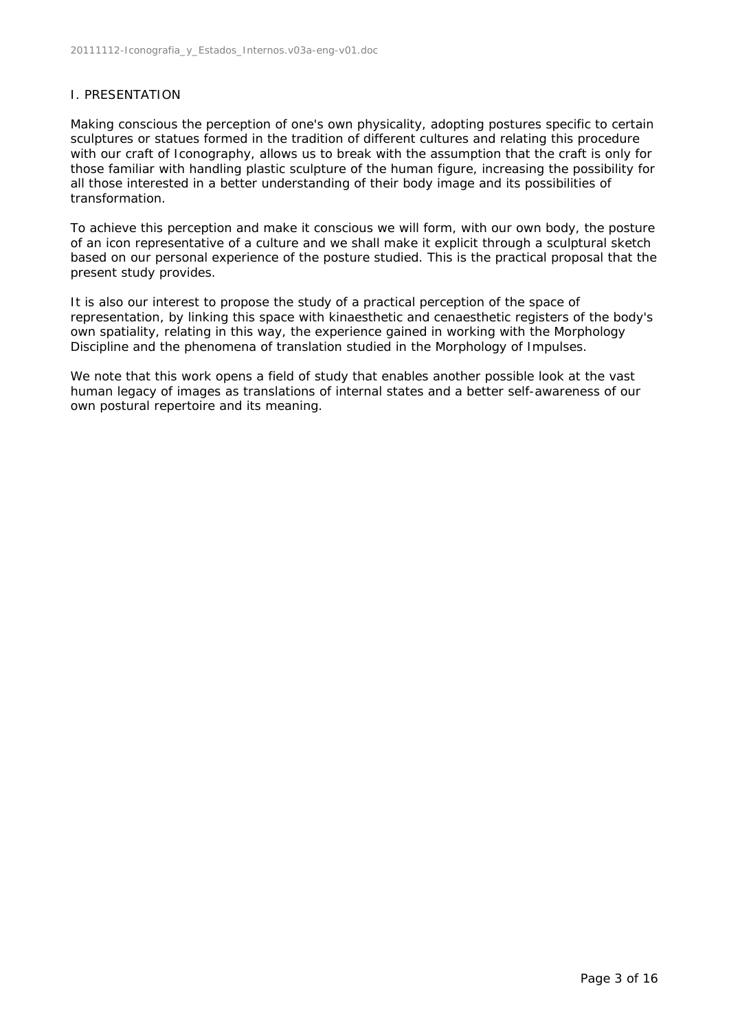## I. PRESENTATION

Making conscious the perception of one's own physicality, adopting postures specific to certain sculptures or statues formed in the tradition of different cultures and relating this procedure with our craft of Iconography, allows us to break with the assumption that the craft is only for those familiar with handling plastic sculpture of the human figure, increasing the possibility for all those interested in a better understanding of their body image and its possibilities of transformation.

To achieve this perception and make it conscious we will form, with our own body, the posture of an icon representative of a culture and we shall make it explicit through a sculptural sketch based on our personal experience of the posture studied. This is the practical proposal that the present study provides.

It is also our interest to propose the study of a practical perception of the space of representation, by linking this space with kinaesthetic and cenaesthetic registers of the body's own spatiality, relating in this way, the experience gained in working with the Morphology Discipline and the phenomena of translation studied in the Morphology of Impulses.

We note that this work opens a field of study that enables another possible look at the vast human legacy of images as translations of internal states and a better self-awareness of our own postural repertoire and its meaning.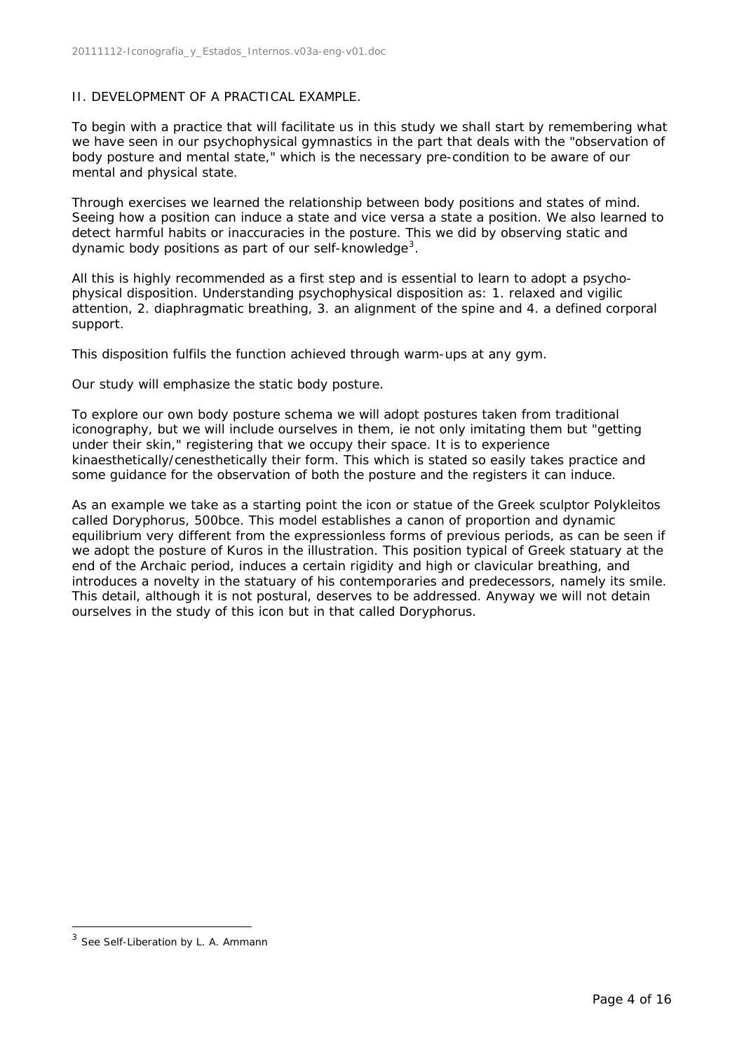## II. DEVELOPMENT OF A PRACTICAL EXAMPLE.

To begin with a practice that will facilitate us in this study we shall start by remembering what we have seen in our psychophysical gymnastics in the part that deals with the "observation of body posture and mental state," which is the necessary pre-condition to be aware of our mental and physical state.

Through exercises we learned the relationship between body positions and states of mind. Seeing how a position can induce a state and vice versa a state a position. We also learned to detect harmful habits or inaccuracies in the posture. This we did by observing static and dynamic body positions as part of our self-knowledge[3].

All this is highly recommended as a first step and is essential to learn to adopt a psycho-physical disposition. Understanding psychophysical disposition as: 1. relaxed and vigilic attention, 2. diaphragmatic breathing, 3. an alignment of the spine and 4. a defined corporal support.

This disposition fulfils the function achieved through warm-ups at any gym.

Our study will emphasize the static body posture.

To explore our own body posture schema we will adopt postures taken from traditional iconography, but we will include ourselves in them, ie not only imitating them but "getting under their skin," registering that we occupy their space. It is to experience kinaesthetically/cenesthetically their form. This which is stated so easily takes practice and some guidance for the observation of both the posture and the registers it can induce.

As an example we take as a starting point the icon or statue of the Greek sculptor Polykleitos called Doryphorus, 500bce. This model establishes a canon of proportion and dynamic equilibrium very different from the expressionless forms of previous periods, as can be seen if we adopt the posture of Kuros in the illustration. This position typical of Greek statuary at the end of the Archaic period, induces a certain rigidity and high or clavicular breathing, and introduces a novelty in the statuary of his contemporaries and predecessors, namely its smile. This detail, although it is not postural, deserves to be addressed. Anyway we will not detain ourselves in the study of this icon but in that called Doryphorus.

---

[3] See Self-Liberation by L. A. Ammann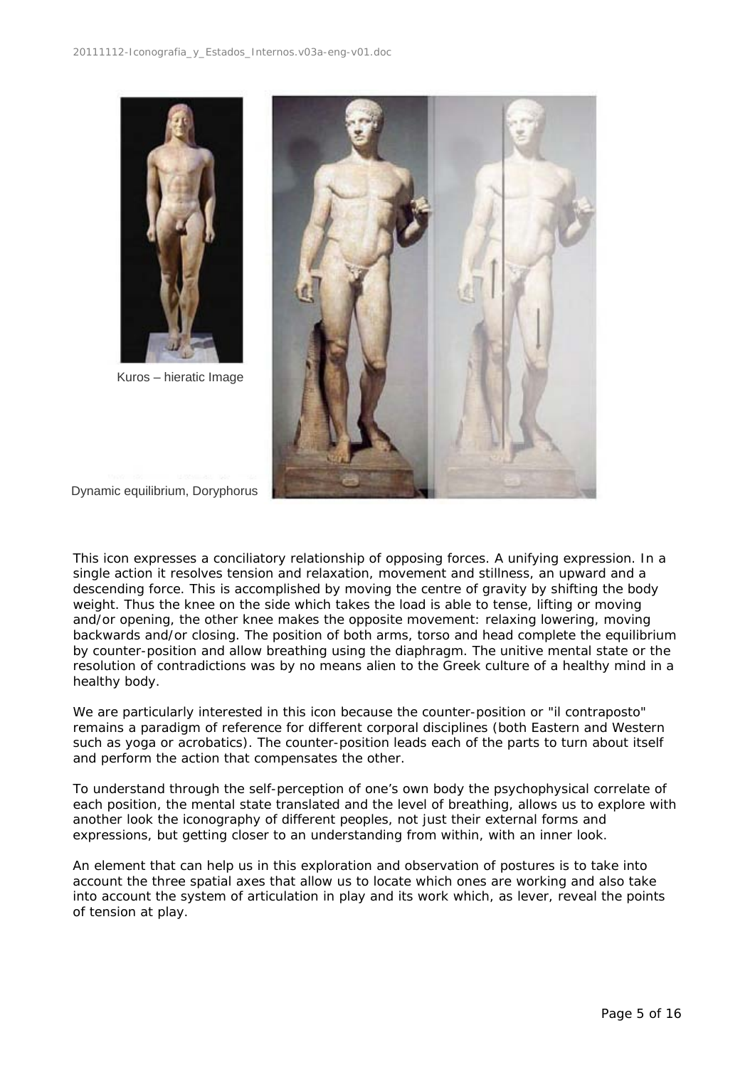Kuros – hieratic Image

Dynamic equilibrium, Doryphorus

This icon expresses a conciliatory relationship of opposing forces. A unifying expression. In a single action it resolves tension and relaxation, movement and stillness, an upward and a descending force. This is accomplished by moving the centre of gravity by shifting the body weight. Thus the knee on the side which takes the load is able to tense, lifting or moving and/or opening, the other knee makes the opposite movement: relaxing lowering, moving backwards and/or closing. The position of both arms, torso and head complete the equilibrium by counter-position and allow breathing using the diaphragm. The unitive mental state or the resolution of contradictions was by no means alien to the Greek culture of a healthy mind in a healthy body.

We are particularly interested in this icon because the counter-position or "il contraposto" remains a paradigm of reference for different corporal disciplines (both Eastern and Western such as yoga or acrobatics). The counter-position leads each of the parts to turn about itself and perform the action that compensates the other.

To understand through the self-perception of one's own body the psychophysical correlate of each position, the mental state translated and the level of breathing, allows us to explore with another look the iconography of different peoples, not just their external forms and expressions, but getting closer to an understanding from within, with an inner look.

An element that can help us in this exploration and observation of postures is to take into account the three spatial axes that allow us to locate which ones are working and also take into account the system of articulation in play and its work which, as lever, reveal the points of tension at play.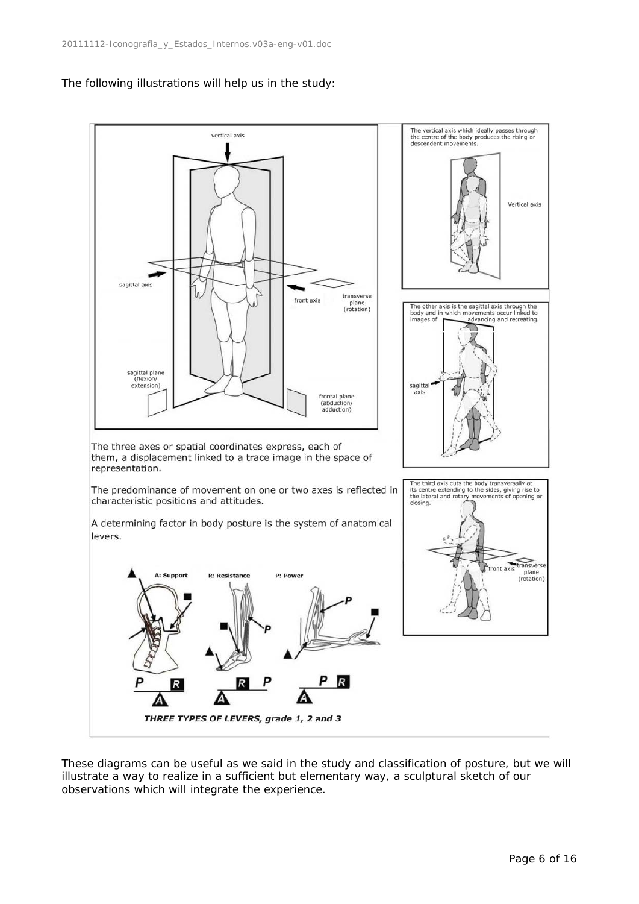The following illustrations will help us in the study:

The three axes or spatial coordinates express, each of them, a displacement linked to a trace image in the space of representation.

The predominance of movement on one or two axes is reflected in characteristic positions and attitudes.

A determining factor in body posture is the system of anatomical levers.

The vertical axis which ideally passes through the centre of the body produces the rising or descendent movements.

The other axis is the sagittal axis through the body and in which movements occur linked to images of advancing and retreating.

The third axis cuts the body transversally at its centre extending to the sides, giving rise to the lateral and rotary movements of opening or closing.

A: Support R: Resistance P: Power

***THREE TYPES OF LEVERS, grade 1, 2 and 3***

These diagrams can be useful as we said in the study and classification of posture, but we will illustrate a way to realize in a sufficient but elementary way, a sculptural sketch of our observations which will integrate the experience.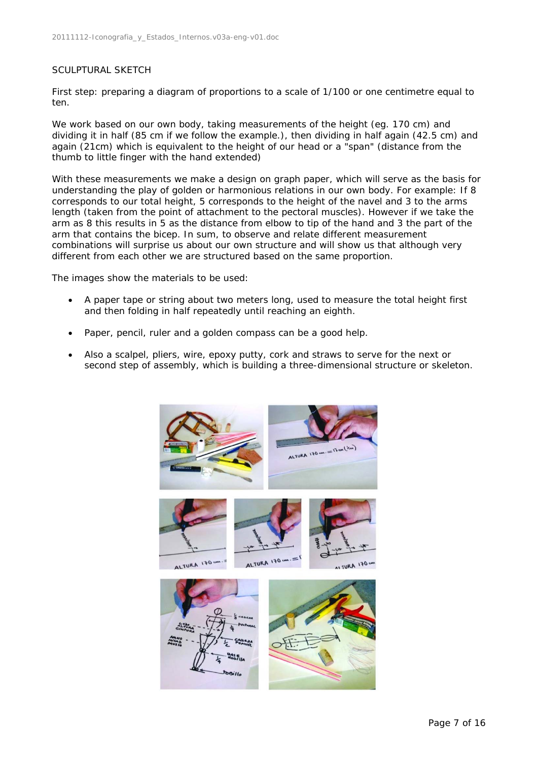SCULPTURAL SKETCH

First step: preparing a diagram of proportions to a scale of 1/100 or one centimetre equal to ten.

We work based on our own body, taking measurements of the height (eg. 170 cm) and dividing it in half (85 cm if we follow the example.), then dividing in half again (42.5 cm) and again (21cm) which is equivalent to the height of our head or a "span" (distance from the thumb to little finger with the hand extended)

With these measurements we make a design on graph paper, which will serve as the basis for understanding the play of golden or harmonious relations in our own body. For example: If 8 corresponds to our total height, 5 corresponds to the height of the navel and 3 to the arms length (taken from the point of attachment to the pectoral muscles). However if we take the arm as 8 this results in 5 as the distance from elbow to tip of the hand and 3 the part of the arm that contains the bicep. In sum, to observe and relate different measurement combinations will surprise us about our own structure and will show us that although very different from each other we are structured based on the same proportion.

The images show the materials to be used:

- A paper tape or string about two meters long, used to measure the total height first and then folding in half repeatedly until reaching an eighth.
- Paper, pencil, ruler and a golden compass can be a good help.
- Also a scalpel, pliers, wire, epoxy putty, cork and straws to serve for the next or second step of assembly, which is building a three-dimensional structure or skeleton.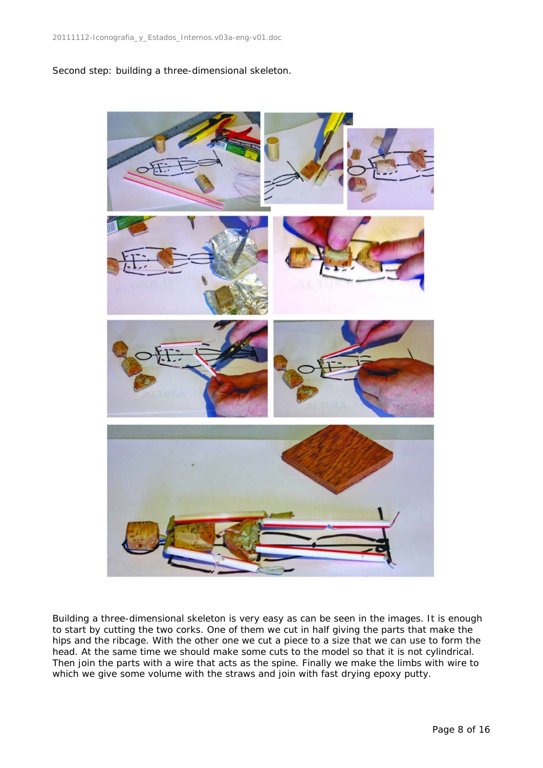Second step: building a three-dimensional skeleton.

Building a three-dimensional skeleton is very easy as can be seen in the images. It is enough to start by cutting the two corks. One of them we cut in half giving the parts that make the hips and the ribcage. With the other one we cut a piece to a size that we can use to form the head. At the same time we should make some cuts to the model so that it is not cylindrical. Then join the parts with a wire that acts as the spine. Finally we make the limbs with wire to which we give some volume with the straws and join with fast drying epoxy putty.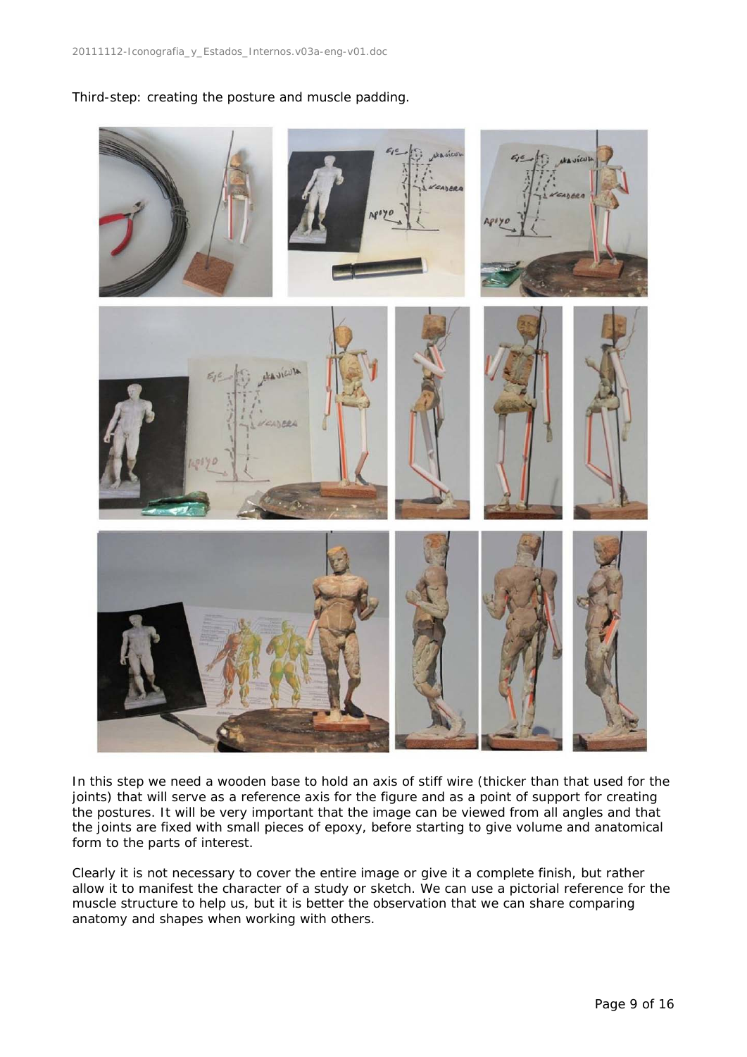Third-step: creating the posture and muscle padding.

In this step we need a wooden base to hold an axis of stiff wire (thicker than that used for the joints) that will serve as a reference axis for the figure and as a point of support for creating the postures. It will be very important that the image can be viewed from all angles and that the joints are fixed with small pieces of epoxy, before starting to give volume and anatomical form to the parts of interest.

Clearly it is not necessary to cover the entire image or give it a complete finish, but rather allow it to manifest the character of a study or sketch. We can use a pictorial reference for the muscle structure to help us, but it is better the observation that we can share comparing anatomy and shapes when working with others.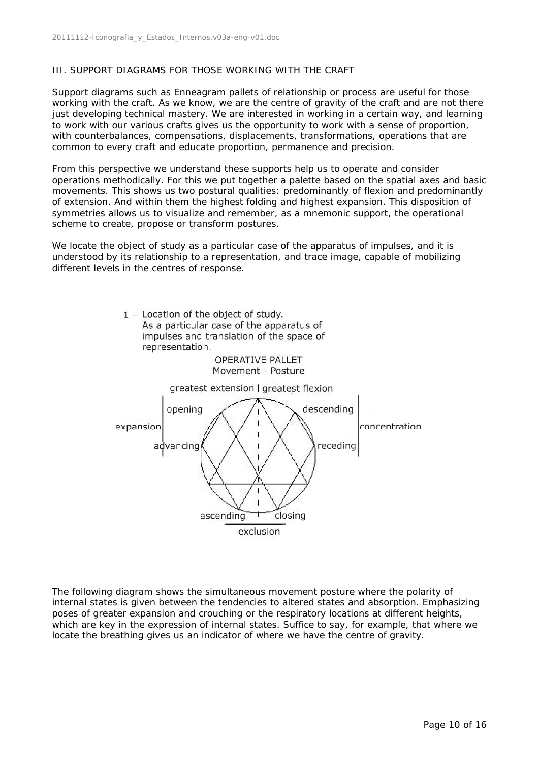## III. SUPPORT DIAGRAMS FOR THOSE WORKING WITH THE CRAFT

Support diagrams such as Enneagram pallets of relationship or process are useful for those working with the craft. As we know, we are the centre of gravity of the craft and are not there just developing technical mastery. We are interested in working in a certain way, and learning to work with our various crafts gives us the opportunity to work with a sense of proportion, with counterbalances, compensations, displacements, transformations, operations that are common to every craft and educate proportion, permanence and precision.

From this perspective we understand these supports help us to operate and consider operations methodically. For this we put together a palette based on the spatial axes and basic movements. This shows us two postural qualities: predominantly of flexion and predominantly of extension. And within them the highest folding and highest expansion. This disposition of symmetries allows us to visualize and remember, as a mnemonic support, the operational scheme to create, propose or transform postures.

We locate the object of study as a particular case of the apparatus of impulses, and it is understood by its relationship to a representation, and trace image, capable of mobilizing different levels in the centres of response.

1 – Location of the object of study.
As a particular case of the apparatus of impulses and translation of the space of representation.

OPERATIVE PALLET
Movement - Posture

greatest extension | greatest flexion

expansion: opening, advancing

concentration: descending, receding

exclusion: ascending, closing

The following diagram shows the simultaneous movement posture where the polarity of internal states is given between the tendencies to altered states and absorption. Emphasizing poses of greater expansion and crouching or the respiratory locations at different heights, which are key in the expression of internal states. Suffice to say, for example, that where we locate the breathing gives us an indicator of where we have the centre of gravity.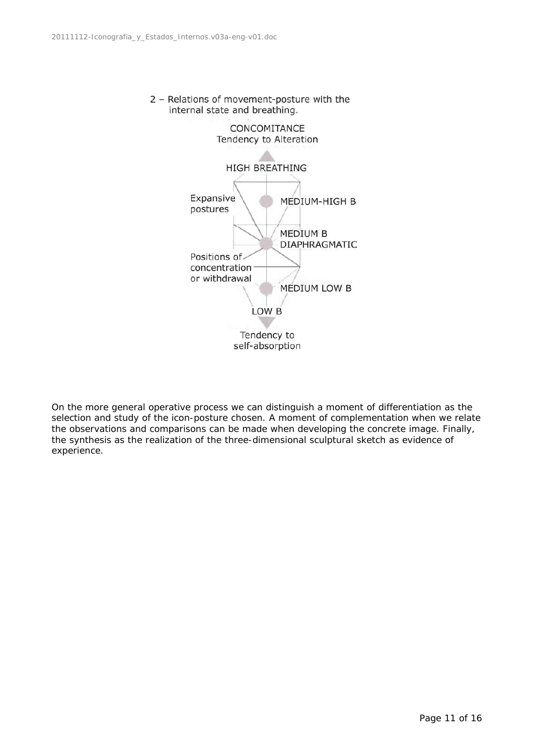2 – Relations of movement-posture with the internal state and breathing.

CONCOMITANCE
Tendency to Alteration

HIGH BREATHING

Expansive postures

MEDIUM-HIGH B

MEDIUM B
DIAPHRAGMATIC

Positions of concentration or withdrawal

MEDIUM LOW B

LOW B

Tendency to self-absorption

On the more general operative process we can distinguish a moment of differentiation as the selection and study of the icon-posture chosen. A moment of complementation when we relate the observations and comparisons can be made when developing the concrete image. Finally, the synthesis as the realization of the three-dimensional sculptural sketch as evidence of experience.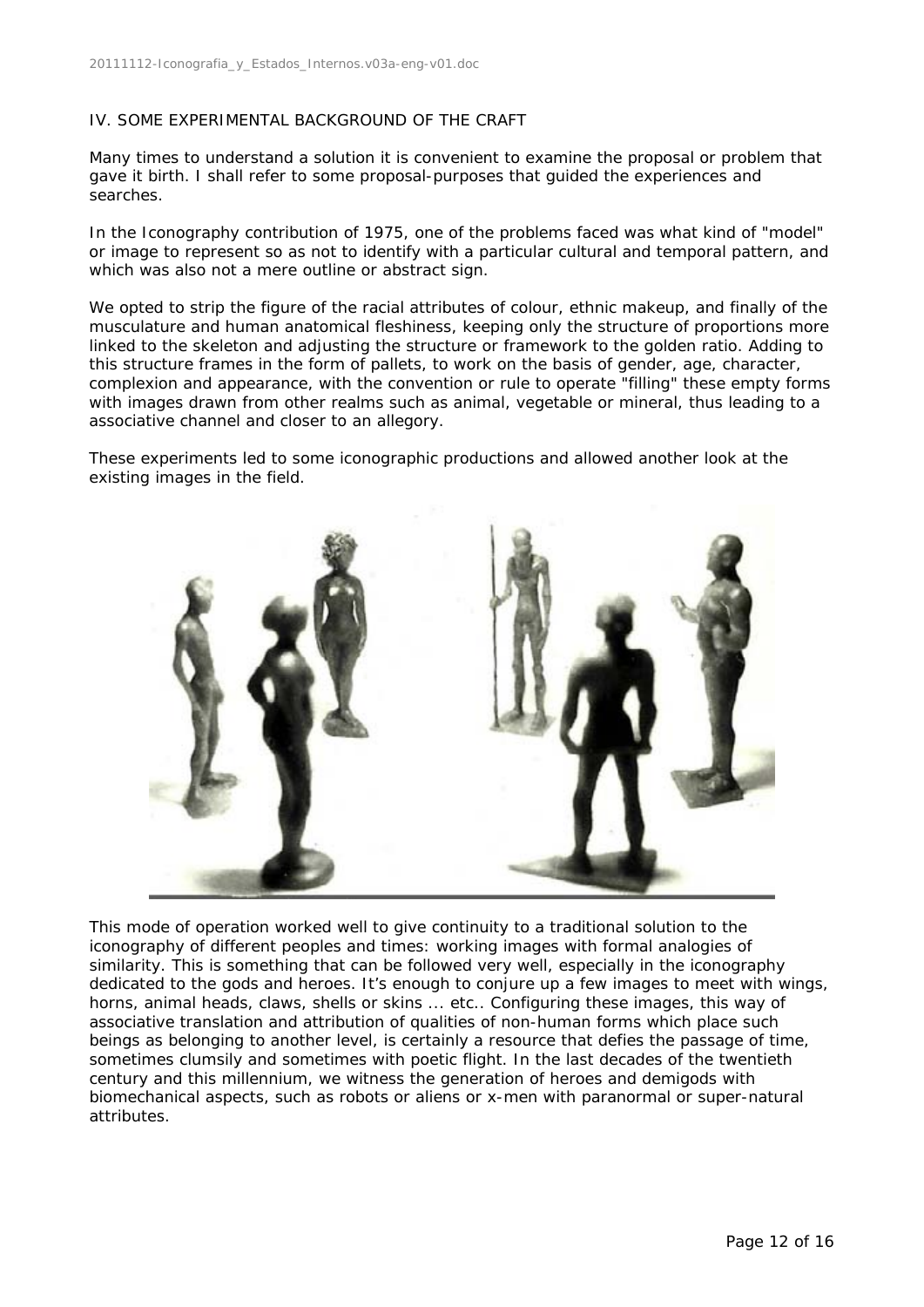## IV. SOME EXPERIMENTAL BACKGROUND OF THE CRAFT

Many times to understand a solution it is convenient to examine the proposal or problem that gave it birth. I shall refer to some proposal-purposes that guided the experiences and searches.

In the Iconography contribution of 1975, one of the problems faced was what kind of "model" or image to represent so as not to identify with a particular cultural and temporal pattern, and which was also not a mere outline or abstract sign.

We opted to strip the figure of the racial attributes of colour, ethnic makeup, and finally of the musculature and human anatomical fleshiness, keeping only the structure of proportions more linked to the skeleton and adjusting the structure or framework to the golden ratio. Adding to this structure frames in the form of pallets, to work on the basis of gender, age, character, complexion and appearance, with the convention or rule to operate "filling" these empty forms with images drawn from other realms such as animal, vegetable or mineral, thus leading to a associative channel and closer to an allegory.

These experiments led to some iconographic productions and allowed another look at the existing images in the field.

This mode of operation worked well to give continuity to a traditional solution to the iconography of different peoples and times: working images with formal analogies of similarity. This is something that can be followed very well, especially in the iconography dedicated to the gods and heroes. It's enough to conjure up a few images to meet with wings, horns, animal heads, claws, shells or skins ... etc.. Configuring these images, this way of associative translation and attribution of qualities of non-human forms which place such beings as belonging to another level, is certainly a resource that defies the passage of time, sometimes clumsily and sometimes with poetic flight. In the last decades of the twentieth century and this millennium, we witness the generation of heroes and demigods with biomechanical aspects, such as robots or aliens or x-men with paranormal or super-natural attributes.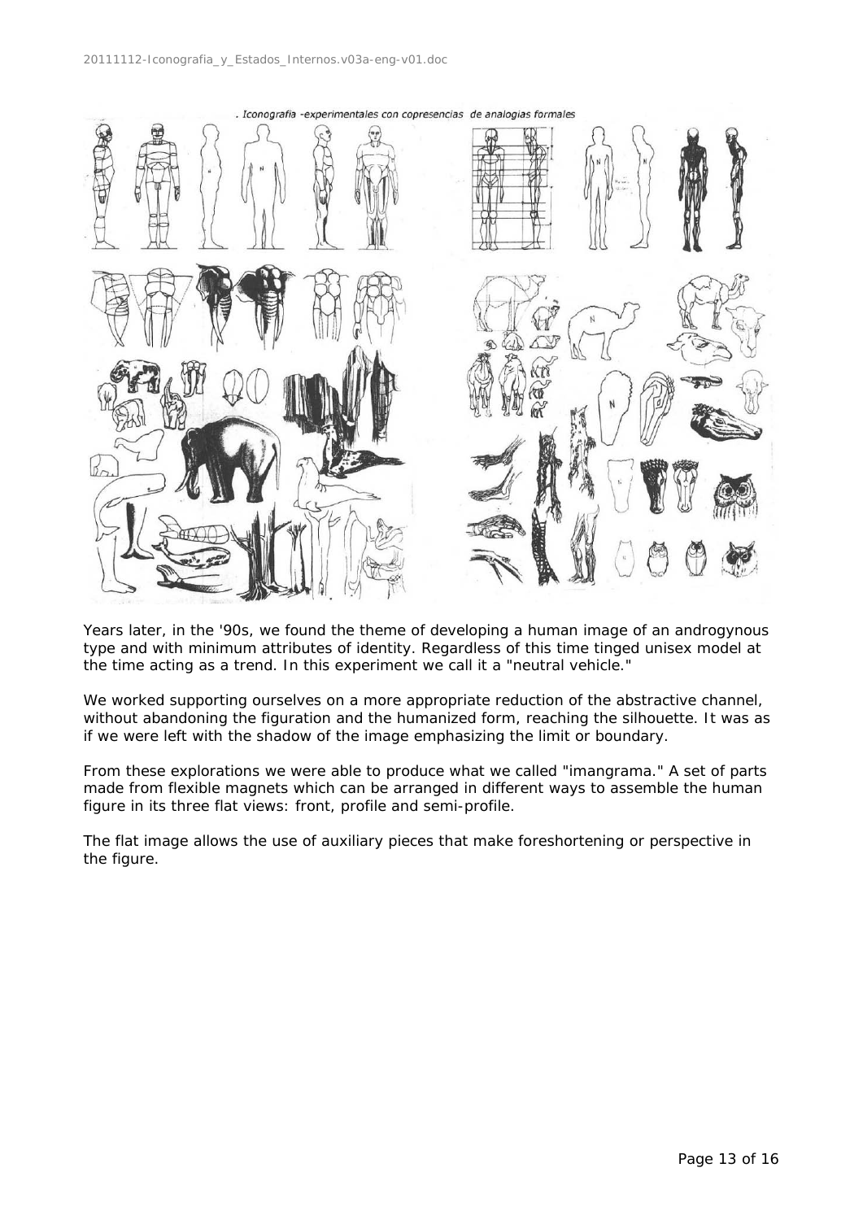. Iconografía -experimentales con copresencias de analogías formales

Years later, in the '90s, we found the theme of developing a human image of an androgynous type and with minimum attributes of identity. Regardless of this time tinged unisex model at the time acting as a trend. In this experiment we call it a "neutral vehicle."

We worked supporting ourselves on a more appropriate reduction of the abstractive channel, without abandoning the figuration and the humanized form, reaching the silhouette. It was as if we were left with the shadow of the image emphasizing the limit or boundary.

From these explorations we were able to produce what we called "imangrama." A set of parts made from flexible magnets which can be arranged in different ways to assemble the human figure in its three flat views: front, profile and semi-profile.

The flat image allows the use of auxiliary pieces that make foreshortening or perspective in the figure.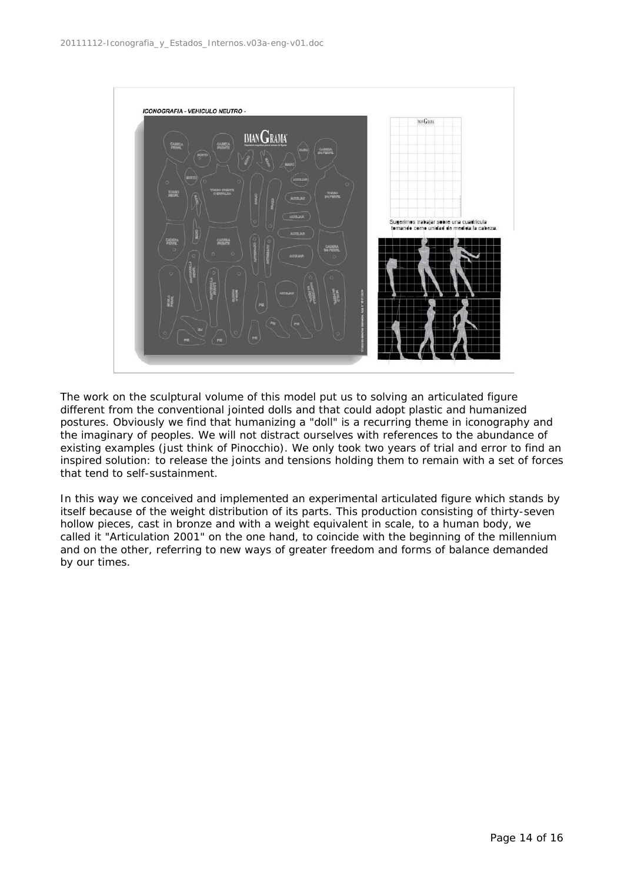The work on the sculptural volume of this model put us to solving an articulated figure different from the conventional jointed dolls and that could adopt plastic and humanized postures. Obviously we find that humanizing a "doll" is a recurring theme in iconography and the imaginary of peoples. We will not distract ourselves with references to the abundance of existing examples (just think of Pinocchio). We only took two years of trial and error to find an inspired solution: to release the joints and tensions holding them to remain with a set of forces that tend to self-sustainment.

In this way we conceived and implemented an experimental articulated figure which stands by itself because of the weight distribution of its parts. This production consisting of thirty-seven hollow pieces, cast in bronze and with a weight equivalent in scale, to a human body, we called it "Articulation 2001" on the one hand, to coincide with the beginning of the millennium and on the other, referring to new ways of greater freedom and forms of balance demanded by our times.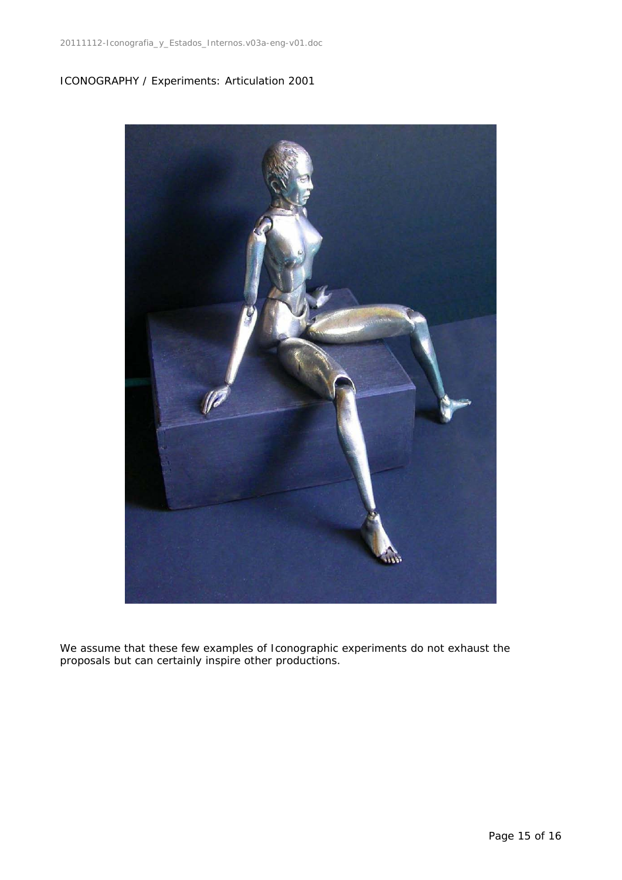ICONOGRAPHY / Experiments: Articulation 2001

We assume that these few examples of Iconographic experiments do not exhaust the proposals but can certainly inspire other productions.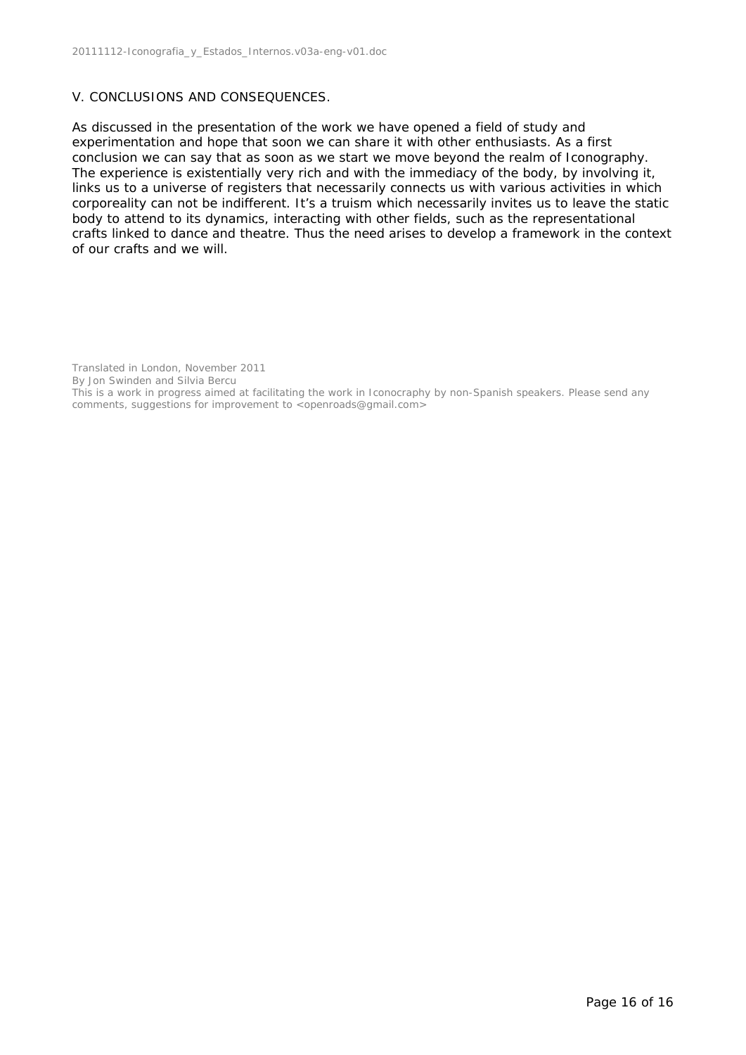## V. CONCLUSIONS AND CONSEQUENCES.

As discussed in the presentation of the work we have opened a field of study and experimentation and hope that soon we can share it with other enthusiasts. As a first conclusion we can say that as soon as we start we move beyond the realm of Iconography. The experience is existentially very rich and with the immediacy of the body, by involving it, links us to a universe of registers that necessarily connects us with various activities in which corporeality can not be indifferent. It's a truism which necessarily invites us to leave the static body to attend to its dynamics, interacting with other fields, such as the representational crafts linked to dance and theatre. Thus the need arises to develop a framework in the context of our crafts and we will.

*Translated in London, November 2011*
*By Jon Swinden and Silvia Bercu*
*This is a work in progress aimed at facilitating the work in Iconocraphy by non-Spanish speakers. Please send any comments, suggestions for improvement to <openroads@gmail.com>*